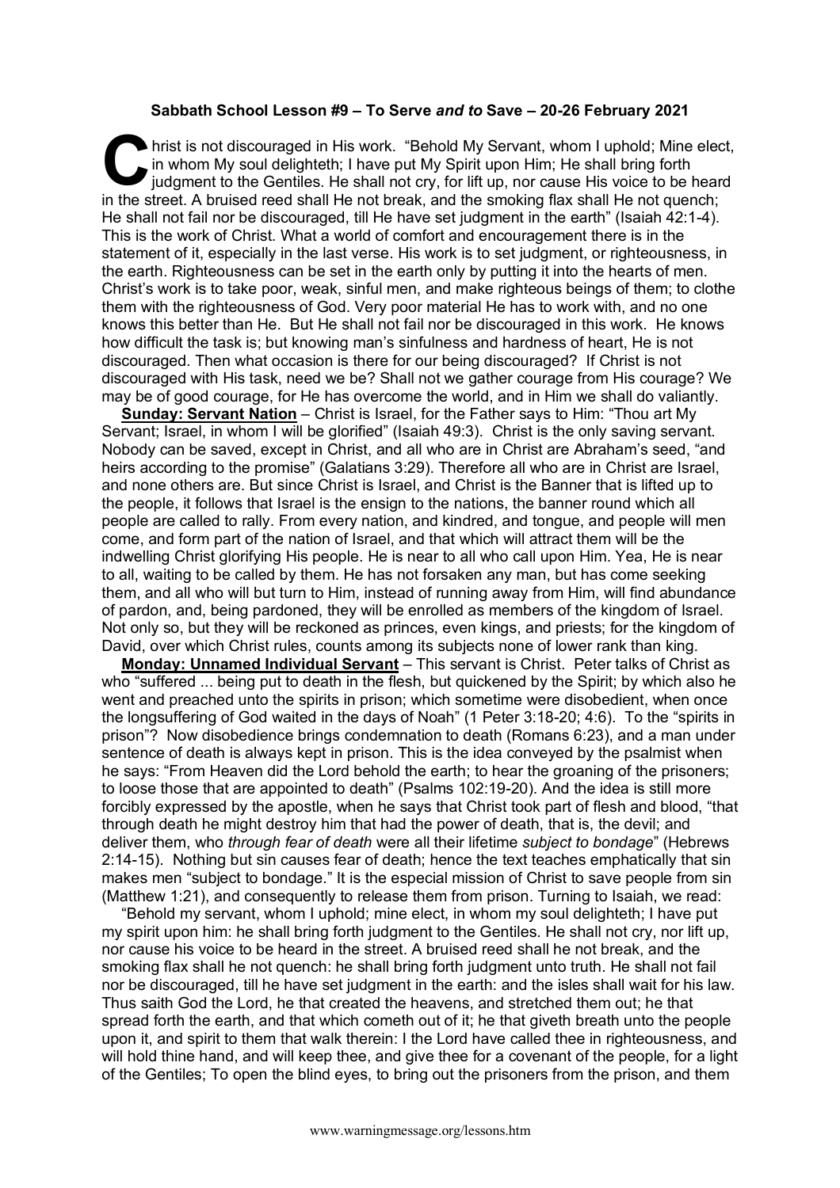**Sabbath School Lesson #9 – To Serve *and to* Save – 20-26 February 2021**

Christ is not discouraged in His work. "Behold My Servant, whom I uphold; Mine elect, in whom My soul delighteth; I have put My Spirit upon Him; He shall bring forth judgment to the Gentiles. He shall not cry, for lift up, nor cause His voice to be heard in the street. A bruised reed shall He not break, and the smoking flax shall He not quench; He shall not fail nor be discouraged, till He have set judgment in the earth" (Isaiah 42:1-4). This is the work of Christ. What a world of comfort and encouragement there is in the statement of it, especially in the last verse. His work is to set judgment, or righteousness, in the earth. Righteousness can be set in the earth only by putting it into the hearts of men. Christ's work is to take poor, weak, sinful men, and make righteous beings of them; to clothe them with the righteousness of God. Very poor material He has to work with, and no one knows this better than He. But He shall not fail nor be discouraged in this work. He knows how difficult the task is; but knowing man's sinfulness and hardness of heart, He is not discouraged. Then what occasion is there for our being discouraged? If Christ is not discouraged with His task, need we be? Shall not we gather courage from His courage? We may be of good courage, for He has overcome the world, and in Him we shall do valiantly.

**Sunday: Servant Nation** – Christ is Israel, for the Father says to Him: "Thou art My Servant; Israel, in whom I will be glorified" (Isaiah 49:3). Christ is the only saving servant. Nobody can be saved, except in Christ, and all who are in Christ are Abraham's seed, "and heirs according to the promise" (Galatians 3:29). Therefore all who are in Christ are Israel, and none others are. But since Christ is Israel, and Christ is the Banner that is lifted up to the people, it follows that Israel is the ensign to the nations, the banner round which all people are called to rally. From every nation, and kindred, and tongue, and people will men come, and form part of the nation of Israel, and that which will attract them will be the indwelling Christ glorifying His people. He is near to all who call upon Him. Yea, He is near to all, waiting to be called by them. He has not forsaken any man, but has come seeking them, and all who will but turn to Him, instead of running away from Him, will find abundance of pardon, and, being pardoned, they will be enrolled as members of the kingdom of Israel. Not only so, but they will be reckoned as princes, even kings, and priests; for the kingdom of David, over which Christ rules, counts among its subjects none of lower rank than king.

**Monday: Unnamed Individual Servant** – This servant is Christ. Peter talks of Christ as who "suffered ... being put to death in the flesh, but quickened by the Spirit; by which also he went and preached unto the spirits in prison; which sometime were disobedient, when once the longsuffering of God waited in the days of Noah" (1 Peter 3:18-20; 4:6). To the "spirits in prison"? Now disobedience brings condemnation to death (Romans 6:23), and a man under sentence of death is always kept in prison. This is the idea conveyed by the psalmist when he says: "From Heaven did the Lord behold the earth; to hear the groaning of the prisoners; to loose those that are appointed to death" (Psalms 102:19-20). And the idea is still more forcibly expressed by the apostle, when he says that Christ took part of flesh and blood, "that through death he might destroy him that had the power of death, that is, the devil; and deliver them, who *through fear of death* were all their lifetime *subject to bondage*" (Hebrews 2:14-15). Nothing but sin causes fear of death; hence the text teaches emphatically that sin makes men "subject to bondage." It is the especial mission of Christ to save people from sin (Matthew 1:21), and consequently to release them from prison. Turning to Isaiah, we read:

"Behold my servant, whom I uphold; mine elect, in whom my soul delighteth; I have put my spirit upon him: he shall bring forth judgment to the Gentiles. He shall not cry, nor lift up, nor cause his voice to be heard in the street. A bruised reed shall he not break, and the smoking flax shall he not quench: he shall bring forth judgment unto truth. He shall not fail nor be discouraged, till he have set judgment in the earth: and the isles shall wait for his law. Thus saith God the Lord, he that created the heavens, and stretched them out; he that spread forth the earth, and that which cometh out of it; he that giveth breath unto the people upon it, and spirit to them that walk therein: I the Lord have called thee in righteousness, and will hold thine hand, and will keep thee, and give thee for a covenant of the people, for a light of the Gentiles; To open the blind eyes, to bring out the prisoners from the prison, and them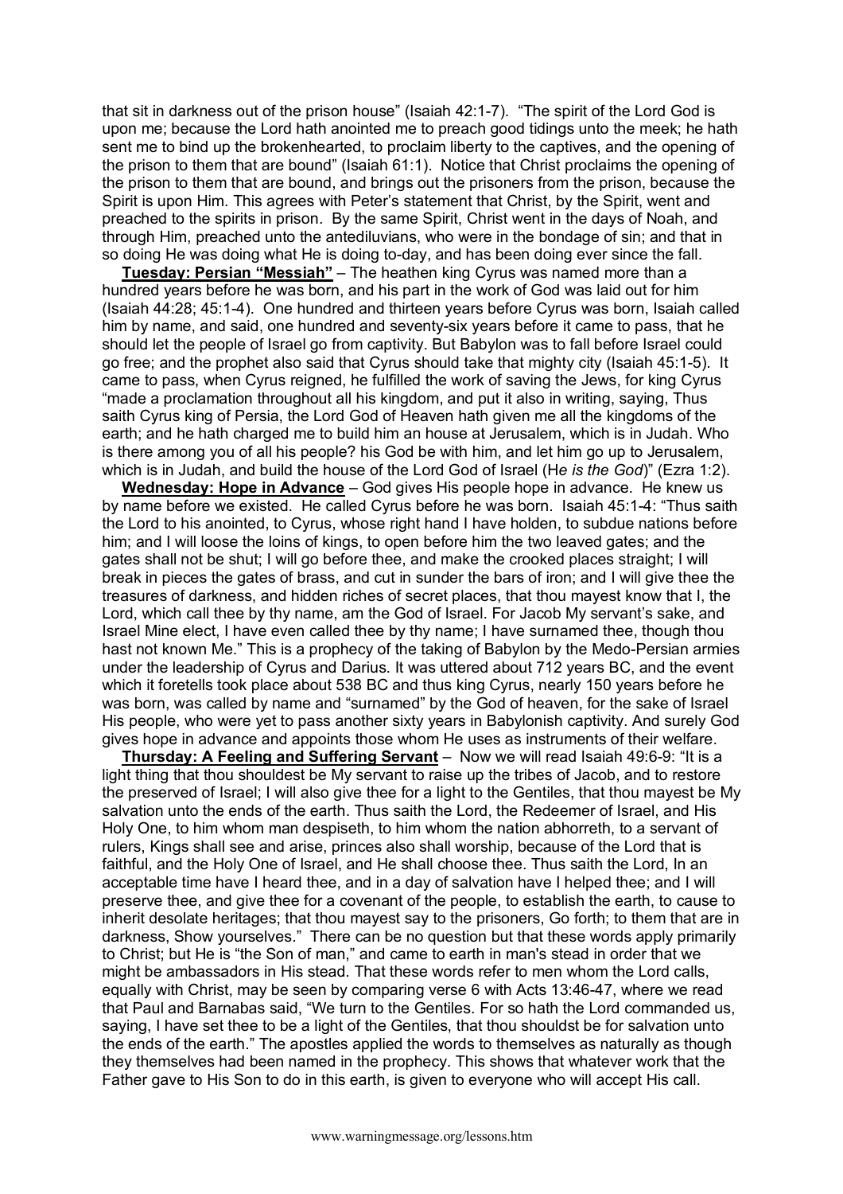that sit in darkness out of the prison house" (Isaiah 42:1-7). "The spirit of the Lord God is upon me; because the Lord hath anointed me to preach good tidings unto the meek; he hath sent me to bind up the brokenhearted, to proclaim liberty to the captives, and the opening of the prison to them that are bound" (Isaiah 61:1). Notice that Christ proclaims the opening of the prison to them that are bound, and brings out the prisoners from the prison, because the Spirit is upon Him. This agrees with Peter's statement that Christ, by the Spirit, went and preached to the spirits in prison. By the same Spirit, Christ went in the days of Noah, and through Him, preached unto the antediluvians, who were in the bondage of sin; and that in so doing He was doing what He is doing to-day, and has been doing ever since the fall.

**Tuesday: Persian "Messiah"** – The heathen king Cyrus was named more than a hundred years before he was born, and his part in the work of God was laid out for him (Isaiah 44:28; 45:1-4). One hundred and thirteen years before Cyrus was born, Isaiah called him by name, and said, one hundred and seventy-six years before it came to pass, that he should let the people of Israel go from captivity. But Babylon was to fall before Israel could go free; and the prophet also said that Cyrus should take that mighty city (Isaiah 45:1-5). It came to pass, when Cyrus reigned, he fulfilled the work of saving the Jews, for king Cyrus "made a proclamation throughout all his kingdom, and put it also in writing, saying, Thus saith Cyrus king of Persia, the Lord God of Heaven hath given me all the kingdoms of the earth; and he hath charged me to build him an house at Jerusalem, which is in Judah. Who is there among you of all his people? his God be with him, and let him go up to Jerusalem, which is in Judah, and build the house of the Lord God of Israel (H*e is the God*)" (Ezra 1:2).

**Wednesday: Hope in Advance** – God gives His people hope in advance. He knew us by name before we existed. He called Cyrus before he was born. Isaiah 45:1-4: "Thus saith the Lord to his anointed, to Cyrus, whose right hand I have holden, to subdue nations before him; and I will loose the loins of kings, to open before him the two leaved gates; and the gates shall not be shut; I will go before thee, and make the crooked places straight; I will break in pieces the gates of brass, and cut in sunder the bars of iron; and I will give thee the treasures of darkness, and hidden riches of secret places, that thou mayest know that I, the Lord, which call thee by thy name, am the God of Israel. For Jacob My servant's sake, and Israel Mine elect, I have even called thee by thy name; I have surnamed thee, though thou hast not known Me." This is a prophecy of the taking of Babylon by the Medo-Persian armies under the leadership of Cyrus and Darius. It was uttered about 712 years BC, and the event which it foretells took place about 538 BC and thus king Cyrus, nearly 150 years before he was born, was called by name and "surnamed" by the God of heaven, for the sake of Israel His people, who were yet to pass another sixty years in Babylonish captivity. And surely God gives hope in advance and appoints those whom He uses as instruments of their welfare.

**Thursday: A Feeling and Suffering Servant** – Now we will read Isaiah 49:6-9: "It is a light thing that thou shouldest be My servant to raise up the tribes of Jacob, and to restore the preserved of Israel; I will also give thee for a light to the Gentiles, that thou mayest be My salvation unto the ends of the earth. Thus saith the Lord, the Redeemer of Israel, and His Holy One, to him whom man despiseth, to him whom the nation abhorreth, to a servant of rulers, Kings shall see and arise, princes also shall worship, because of the Lord that is faithful, and the Holy One of Israel, and He shall choose thee. Thus saith the Lord, In an acceptable time have I heard thee, and in a day of salvation have I helped thee; and I will preserve thee, and give thee for a covenant of the people, to establish the earth, to cause to inherit desolate heritages; that thou mayest say to the prisoners, Go forth; to them that are in darkness, Show yourselves." There can be no question but that these words apply primarily to Christ; but He is "the Son of man," and came to earth in man's stead in order that we might be ambassadors in His stead. That these words refer to men whom the Lord calls, equally with Christ, may be seen by comparing verse 6 with Acts 13:46-47, where we read that Paul and Barnabas said, "We turn to the Gentiles. For so hath the Lord commanded us, saying, I have set thee to be a light of the Gentiles, that thou shouldst be for salvation unto the ends of the earth." The apostles applied the words to themselves as naturally as though they themselves had been named in the prophecy. This shows that whatever work that the Father gave to His Son to do in this earth, is given to everyone who will accept His call.